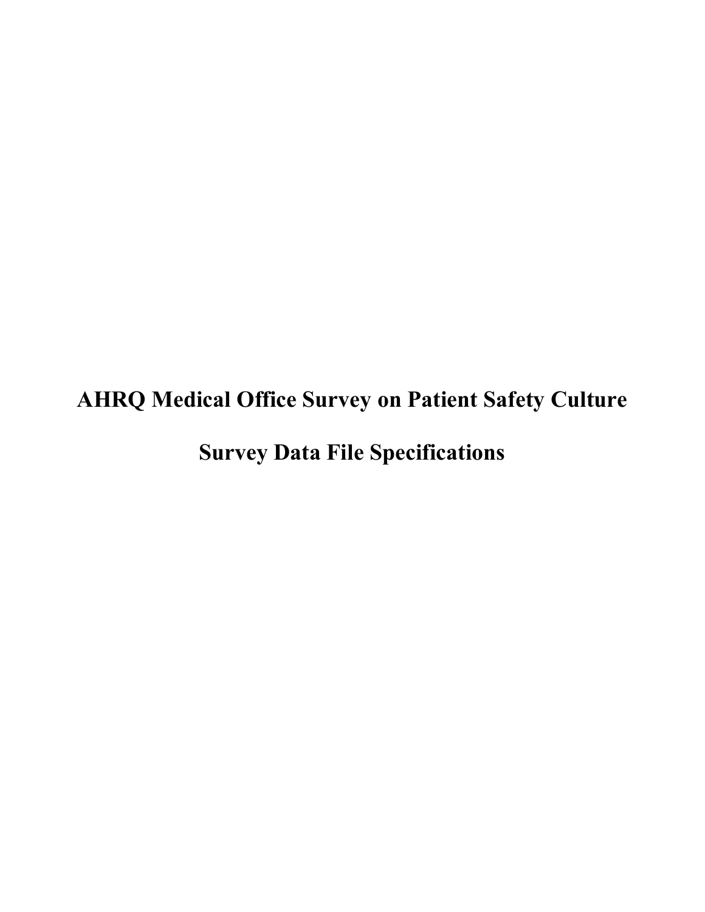# AHRQ Medical Office Survey on Patient Safety Culture

# Survey Data File Specifications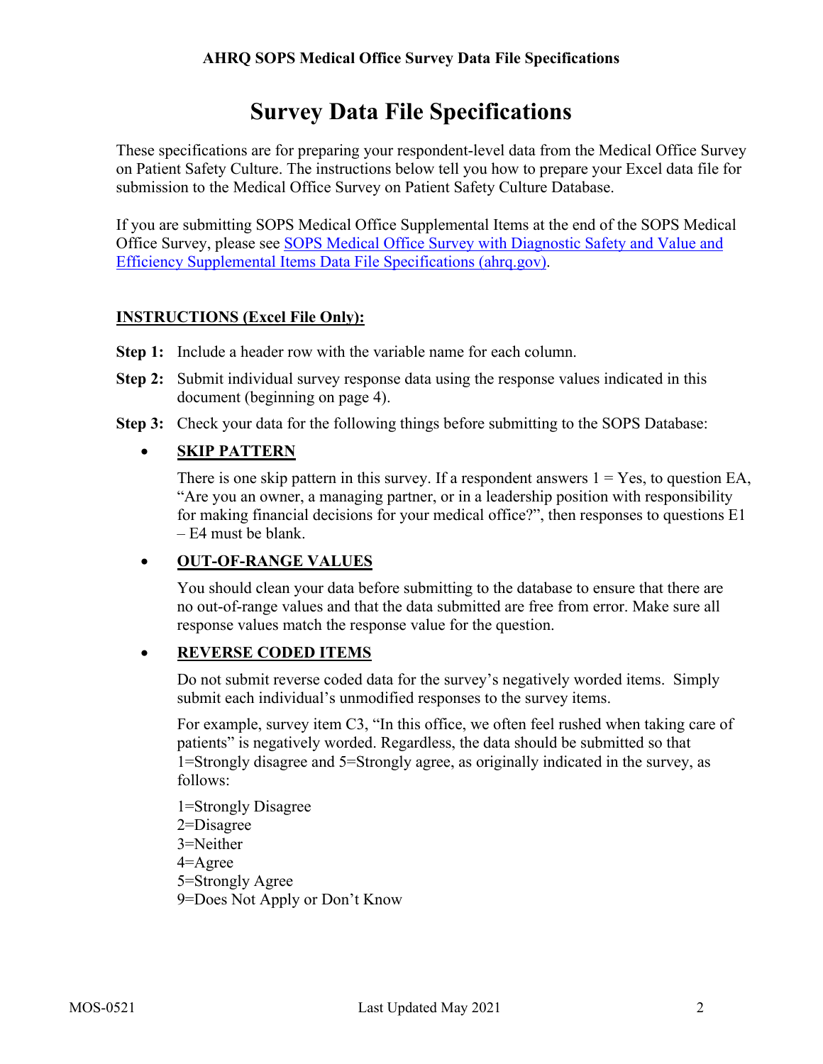# Survey Data File Specifications

These specifications are for preparing your respondent-level data from the Medical Office Survey on Patient Safety Culture. The instructions below tell you how to prepare your Excel data file for submission to the Medical Office Survey on Patient Safety Culture Database.

If you are submitting SOPS Medical Office Supplemental Items at the end of the SOPS Medical Office Survey, please see [SOPS Medical Office Survey with Diagnostic Safety and Value and Efficiency Supplemental Items Data File Specifications (ahrq.gov)](https://www.ahrq.gov).

**INSTRUCTIONS (Excel File Only):**

**Step 1:** Include a header row with the variable name for each column.

**Step 2:** Submit individual survey response data using the response values indicated in this document (beginning on page 4).

**Step 3:** Check your data for the following things before submitting to the SOPS Database:

- **SKIP PATTERN**

  There is one skip pattern in this survey. If a respondent answers 1 = Yes, to question EA, "Are you an owner, a managing partner, or in a leadership position with responsibility for making financial decisions for your medical office?", then responses to questions E1 – E4 must be blank.

- **OUT-OF-RANGE VALUES**

  You should clean your data before submitting to the database to ensure that there are no out-of-range values and that the data submitted are free from error. Make sure all response values match the response value for the question.

- **REVERSE CODED ITEMS**

  Do not submit reverse coded data for the survey's negatively worded items. Simply submit each individual's unmodified responses to the survey items.

  For example, survey item C3, "In this office, we often feel rushed when taking care of patients" is negatively worded. Regardless, the data should be submitted so that 1=Strongly disagree and 5=Strongly agree, as originally indicated in the survey, as follows:

  1=Strongly Disagree
  2=Disagree
  3=Neither
  4=Agree
  5=Strongly Agree
  9=Does Not Apply or Don't Know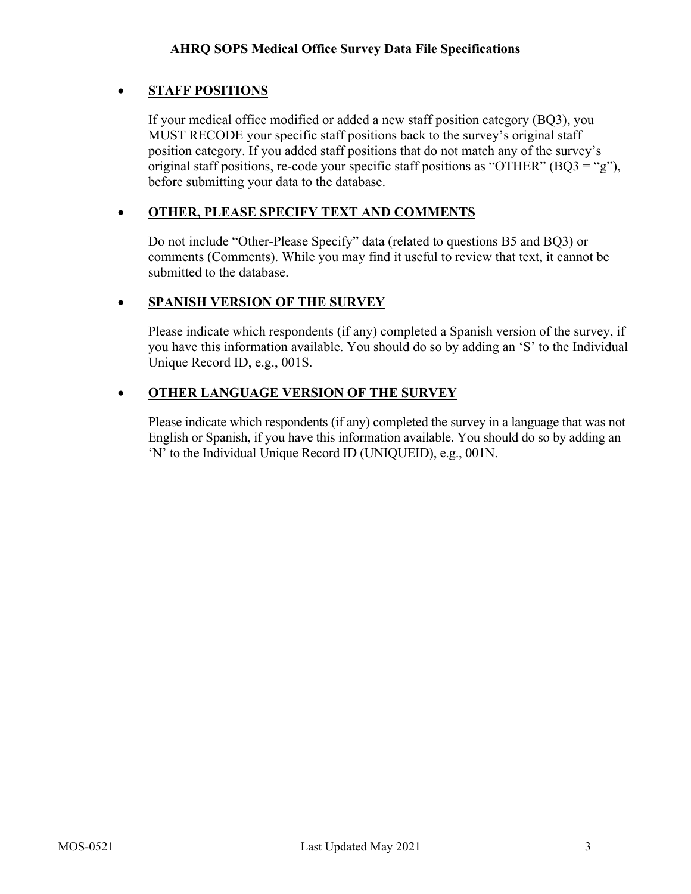- **STAFF POSITIONS**

  If your medical office modified or added a new staff position category (BQ3), you MUST RECODE your specific staff positions back to the survey's original staff position category. If you added staff positions that do not match any of the survey's original staff positions, re-code your specific staff positions as "OTHER" (BQ3 = "g"), before submitting your data to the database.

- **OTHER, PLEASE SPECIFY TEXT AND COMMENTS**

  Do not include "Other-Please Specify" data (related to questions B5 and BQ3) or comments (Comments). While you may find it useful to review that text, it cannot be submitted to the database.

- **SPANISH VERSION OF THE SURVEY**

  Please indicate which respondents (if any) completed a Spanish version of the survey, if you have this information available. You should do so by adding an 'S' to the Individual Unique Record ID, e.g., 001S.

- **OTHER LANGUAGE VERSION OF THE SURVEY**

  Please indicate which respondents (if any) completed the survey in a language that was not English or Spanish, if you have this information available. You should do so by adding an 'N' to the Individual Unique Record ID (UNIQUEID), e.g., 001N.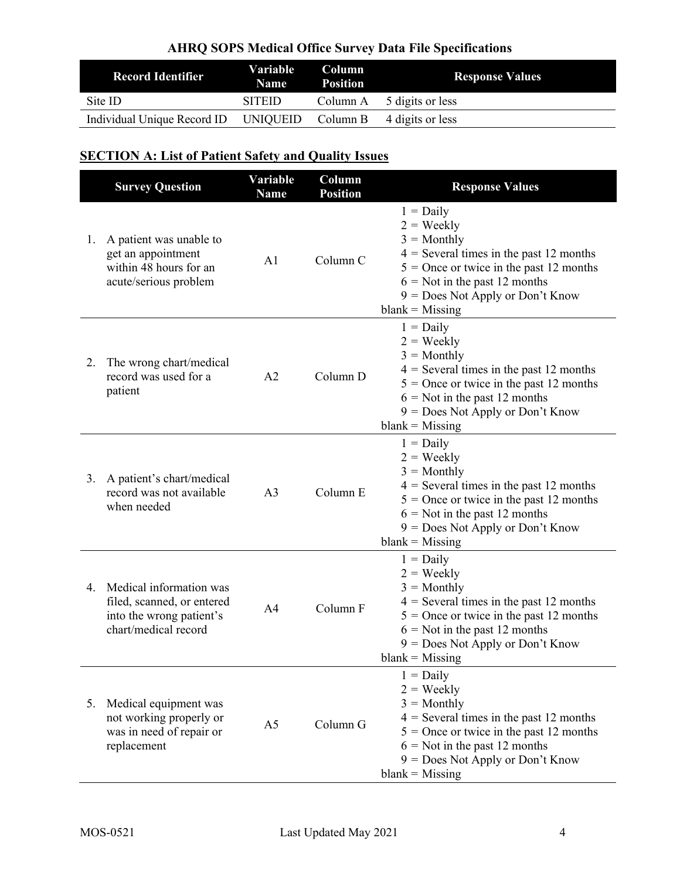## AHRQ SOPS Medical Office Survey Data File Specifications

| Record Identifier | Variable Name | Column Position | Response Values |
|---|---|---|---|
| Site ID | SITEID | Column A | 5 digits or less |
| Individual Unique Record ID | UNIQUEID | Column B | 4 digits or less |

## SECTION A: List of Patient Safety and Quality Issues

| Survey Question | Variable Name | Column Position | Response Values |
|---|---|---|---|
| 1. A patient was unable to get an appointment within 48 hours for an acute/serious problem | A1 | Column C | 1 = Daily<br>2 = Weekly<br>3 = Monthly<br>4 = Several times in the past 12 months<br>5 = Once or twice in the past 12 months<br>6 = Not in the past 12 months<br>9 = Does Not Apply or Don't Know<br>blank = Missing |
| 2. The wrong chart/medical record was used for a patient | A2 | Column D | 1 = Daily<br>2 = Weekly<br>3 = Monthly<br>4 = Several times in the past 12 months<br>5 = Once or twice in the past 12 months<br>6 = Not in the past 12 months<br>9 = Does Not Apply or Don't Know<br>blank = Missing |
| 3. A patient's chart/medical record was not available when needed | A3 | Column E | 1 = Daily<br>2 = Weekly<br>3 = Monthly<br>4 = Several times in the past 12 months<br>5 = Once or twice in the past 12 months<br>6 = Not in the past 12 months<br>9 = Does Not Apply or Don't Know<br>blank = Missing |
| 4. Medical information was filed, scanned, or entered into the wrong patient's chart/medical record | A4 | Column F | 1 = Daily<br>2 = Weekly<br>3 = Monthly<br>4 = Several times in the past 12 months<br>5 = Once or twice in the past 12 months<br>6 = Not in the past 12 months<br>9 = Does Not Apply or Don't Know<br>blank = Missing |
| 5. Medical equipment was not working properly or was in need of repair or replacement | A5 | Column G | 1 = Daily<br>2 = Weekly<br>3 = Monthly<br>4 = Several times in the past 12 months<br>5 = Once or twice in the past 12 months<br>6 = Not in the past 12 months<br>9 = Does Not Apply or Don't Know<br>blank = Missing |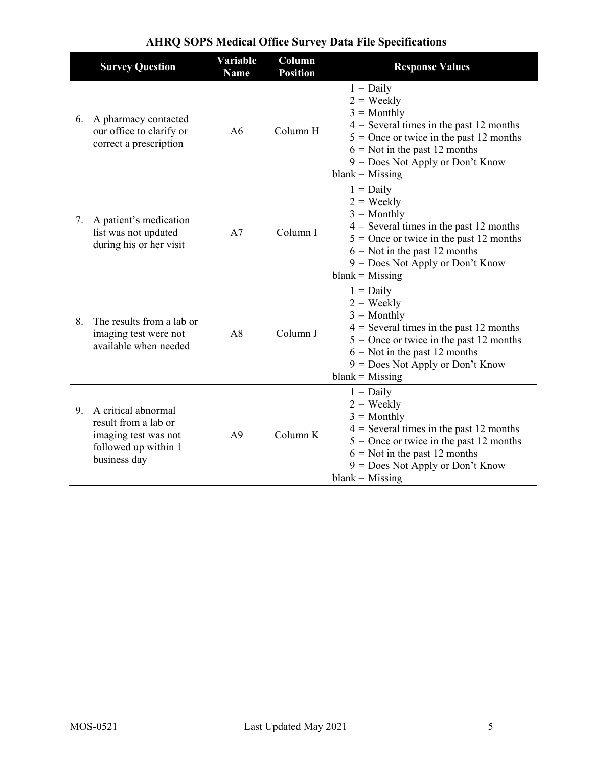## AHRQ SOPS Medical Office Survey Data File Specifications

| Survey Question | Variable Name | Column Position | Response Values |
|---|---|---|---|
| 6. A pharmacy contacted our office to clarify or correct a prescription | A6 | Column H | 1 = Daily<br>2 = Weekly<br>3 = Monthly<br>4 = Several times in the past 12 months<br>5 = Once or twice in the past 12 months<br>6 = Not in the past 12 months<br>9 = Does Not Apply or Don't Know<br>blank = Missing |
| 7. A patient's medication list was not updated during his or her visit | A7 | Column I | 1 = Daily<br>2 = Weekly<br>3 = Monthly<br>4 = Several times in the past 12 months<br>5 = Once or twice in the past 12 months<br>6 = Not in the past 12 months<br>9 = Does Not Apply or Don't Know<br>blank = Missing |
| 8. The results from a lab or imaging test were not available when needed | A8 | Column J | 1 = Daily<br>2 = Weekly<br>3 = Monthly<br>4 = Several times in the past 12 months<br>5 = Once or twice in the past 12 months<br>6 = Not in the past 12 months<br>9 = Does Not Apply or Don't Know<br>blank = Missing |
| 9. A critical abnormal result from a lab or imaging test was not followed up within 1 business day | A9 | Column K | 1 = Daily<br>2 = Weekly<br>3 = Monthly<br>4 = Several times in the past 12 months<br>5 = Once or twice in the past 12 months<br>6 = Not in the past 12 months<br>9 = Does Not Apply or Don't Know<br>blank = Missing |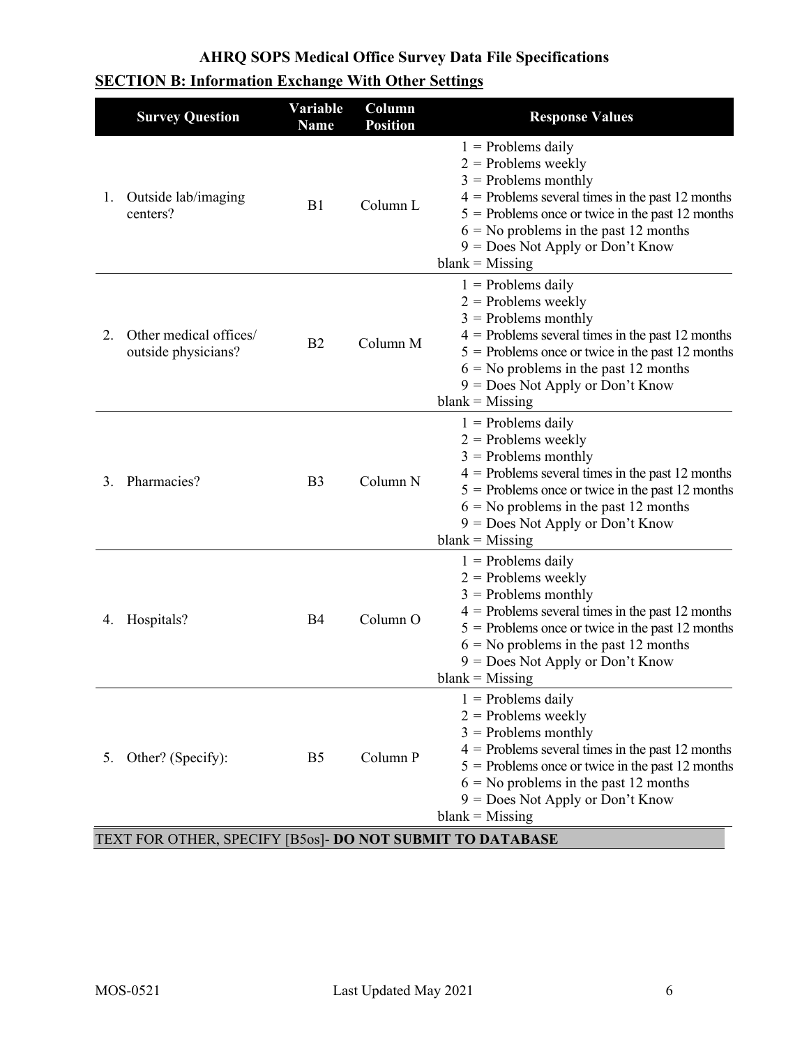## AHRQ SOPS Medical Office Survey Data File Specifications

### SECTION B: Information Exchange With Other Settings

| Survey Question | Variable Name | Column Position | Response Values |
|---|---|---|---|
| 1. Outside lab/imaging centers? | B1 | Column L | 1 = Problems daily<br>2 = Problems weekly<br>3 = Problems monthly<br>4 = Problems several times in the past 12 months<br>5 = Problems once or twice in the past 12 months<br>6 = No problems in the past 12 months<br>9 = Does Not Apply or Don't Know<br>blank = Missing |
| 2. Other medical offices/ outside physicians? | B2 | Column M | 1 = Problems daily<br>2 = Problems weekly<br>3 = Problems monthly<br>4 = Problems several times in the past 12 months<br>5 = Problems once or twice in the past 12 months<br>6 = No problems in the past 12 months<br>9 = Does Not Apply or Don't Know<br>blank = Missing |
| 3. Pharmacies? | B3 | Column N | 1 = Problems daily<br>2 = Problems weekly<br>3 = Problems monthly<br>4 = Problems several times in the past 12 months<br>5 = Problems once or twice in the past 12 months<br>6 = No problems in the past 12 months<br>9 = Does Not Apply or Don't Know<br>blank = Missing |
| 4. Hospitals? | B4 | Column O | 1 = Problems daily<br>2 = Problems weekly<br>3 = Problems monthly<br>4 = Problems several times in the past 12 months<br>5 = Problems once or twice in the past 12 months<br>6 = No problems in the past 12 months<br>9 = Does Not Apply or Don't Know<br>blank = Missing |
| 5. Other? (Specify): | B5 | Column P | 1 = Problems daily<br>2 = Problems weekly<br>3 = Problems monthly<br>4 = Problems several times in the past 12 months<br>5 = Problems once or twice in the past 12 months<br>6 = No problems in the past 12 months<br>9 = Does Not Apply or Don't Know<br>blank = Missing |
| TEXT FOR OTHER, SPECIFY [B5os]- **DO NOT SUBMIT TO DATABASE** | | | |

MOS-0521 Last Updated May 2021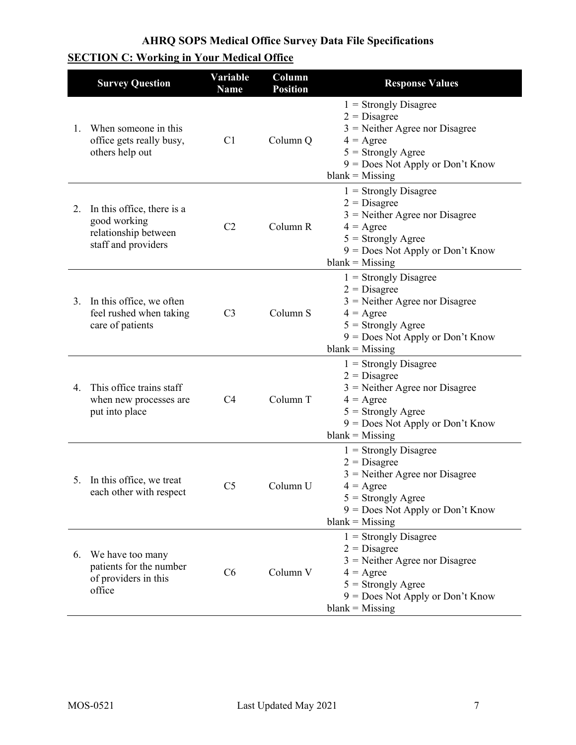# AHRQ SOPS Medical Office Survey Data File Specifications

## SECTION C: Working in Your Medical Office

| Survey Question | Variable Name | Column Position | Response Values |
|---|---|---|---|
| 1. When someone in this office gets really busy, others help out | C1 | Column Q | 1 = Strongly Disagree<br>2 = Disagree<br>3 = Neither Agree nor Disagree<br>4 = Agree<br>5 = Strongly Agree<br>9 = Does Not Apply or Don't Know<br>blank = Missing |
| 2. In this office, there is a good working relationship between staff and providers | C2 | Column R | 1 = Strongly Disagree<br>2 = Disagree<br>3 = Neither Agree nor Disagree<br>4 = Agree<br>5 = Strongly Agree<br>9 = Does Not Apply or Don't Know<br>blank = Missing |
| 3. In this office, we often feel rushed when taking care of patients | C3 | Column S | 1 = Strongly Disagree<br>2 = Disagree<br>3 = Neither Agree nor Disagree<br>4 = Agree<br>5 = Strongly Agree<br>9 = Does Not Apply or Don't Know<br>blank = Missing |
| 4. This office trains staff when new processes are put into place | C4 | Column T | 1 = Strongly Disagree<br>2 = Disagree<br>3 = Neither Agree nor Disagree<br>4 = Agree<br>5 = Strongly Agree<br>9 = Does Not Apply or Don't Know<br>blank = Missing |
| 5. In this office, we treat each other with respect | C5 | Column U | 1 = Strongly Disagree<br>2 = Disagree<br>3 = Neither Agree nor Disagree<br>4 = Agree<br>5 = Strongly Agree<br>9 = Does Not Apply or Don't Know<br>blank = Missing |
| 6. We have too many patients for the number of providers in this office | C6 | Column V | 1 = Strongly Disagree<br>2 = Disagree<br>3 = Neither Agree nor Disagree<br>4 = Agree<br>5 = Strongly Agree<br>9 = Does Not Apply or Don't Know<br>blank = Missing |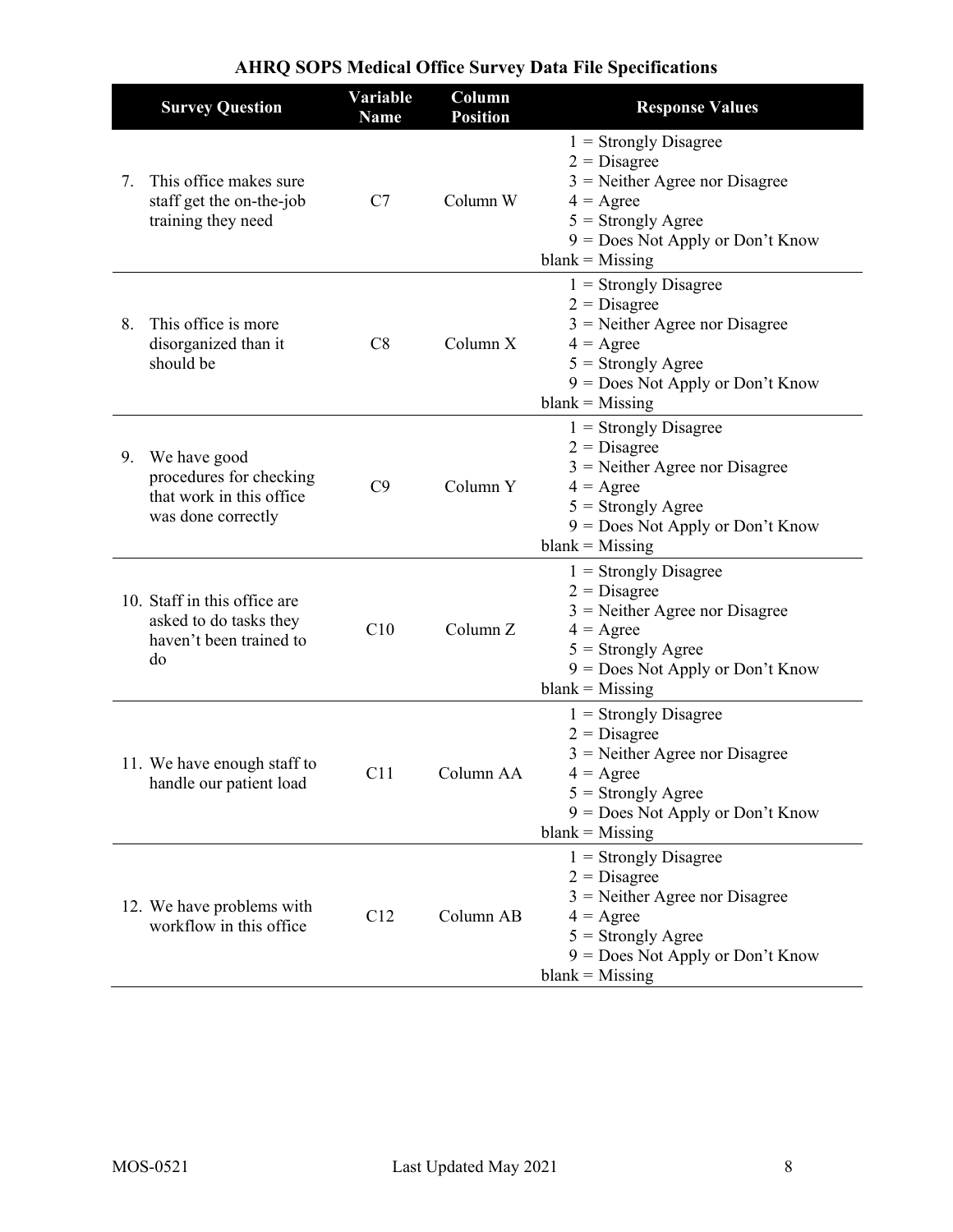## AHRQ SOPS Medical Office Survey Data File Specifications

| Survey Question | Variable Name | Column Position | Response Values |
|---|---|---|---|
| 7. This office makes sure staff get the on-the-job training they need | C7 | Column W | 1 = Strongly Disagree<br>2 = Disagree<br>3 = Neither Agree nor Disagree<br>4 = Agree<br>5 = Strongly Agree<br>9 = Does Not Apply or Don't Know<br>blank = Missing |
| 8. This office is more disorganized than it should be | C8 | Column X | 1 = Strongly Disagree<br>2 = Disagree<br>3 = Neither Agree nor Disagree<br>4 = Agree<br>5 = Strongly Agree<br>9 = Does Not Apply or Don't Know<br>blank = Missing |
| 9. We have good procedures for checking that work in this office was done correctly | C9 | Column Y | 1 = Strongly Disagree<br>2 = Disagree<br>3 = Neither Agree nor Disagree<br>4 = Agree<br>5 = Strongly Agree<br>9 = Does Not Apply or Don't Know<br>blank = Missing |
| 10. Staff in this office are asked to do tasks they haven't been trained to do | C10 | Column Z | 1 = Strongly Disagree<br>2 = Disagree<br>3 = Neither Agree nor Disagree<br>4 = Agree<br>5 = Strongly Agree<br>9 = Does Not Apply or Don't Know<br>blank = Missing |
| 11. We have enough staff to handle our patient load | C11 | Column AA | 1 = Strongly Disagree<br>2 = Disagree<br>3 = Neither Agree nor Disagree<br>4 = Agree<br>5 = Strongly Agree<br>9 = Does Not Apply or Don't Know<br>blank = Missing |
| 12. We have problems with workflow in this office | C12 | Column AB | 1 = Strongly Disagree<br>2 = Disagree<br>3 = Neither Agree nor Disagree<br>4 = Agree<br>5 = Strongly Agree<br>9 = Does Not Apply or Don't Know<br>blank = Missing |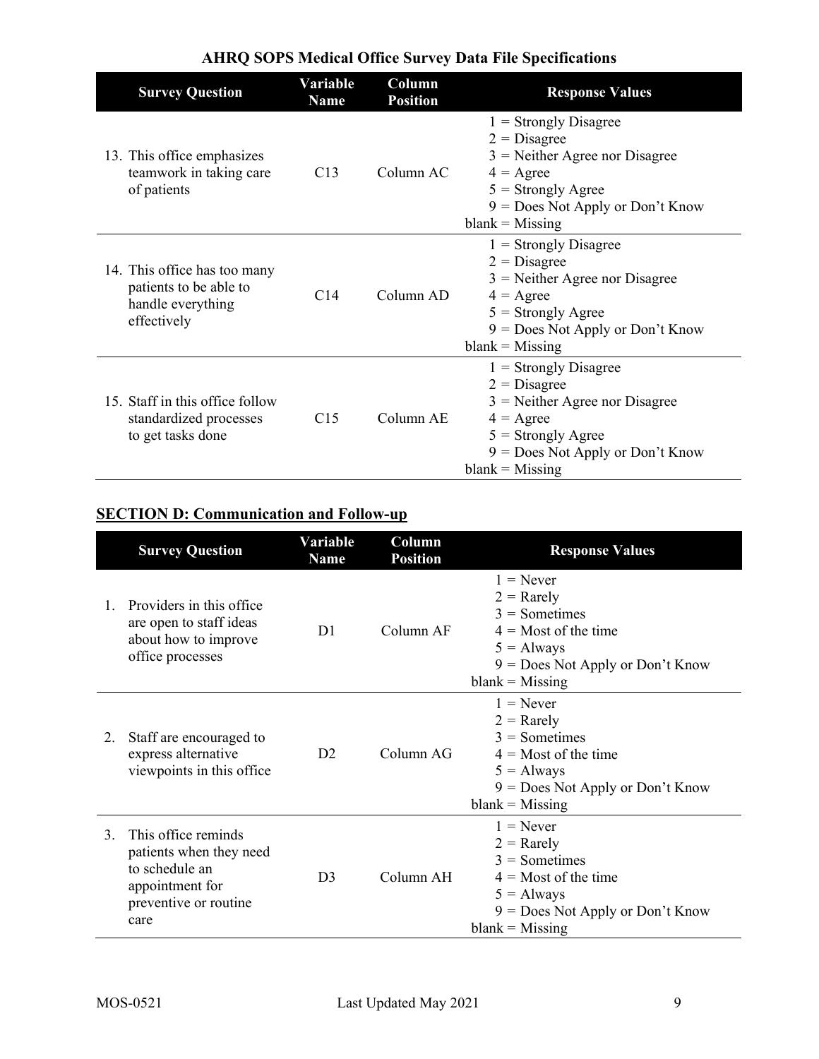| Survey Question | Variable Name | Column Position | Response Values |
| --- | --- | --- | --- |
| 13. This office emphasizes teamwork in taking care of patients | C13 | Column AC | 1 = Strongly Disagree<br>2 = Disagree<br>3 = Neither Agree nor Disagree<br>4 = Agree<br>5 = Strongly Agree<br>9 = Does Not Apply or Don't Know<br>blank = Missing |
| 14. This office has too many patients to be able to handle everything effectively | C14 | Column AD | 1 = Strongly Disagree<br>2 = Disagree<br>3 = Neither Agree nor Disagree<br>4 = Agree<br>5 = Strongly Agree<br>9 = Does Not Apply or Don't Know<br>blank = Missing |
| 15. Staff in this office follow standardized processes to get tasks done | C15 | Column AE | 1 = Strongly Disagree<br>2 = Disagree<br>3 = Neither Agree nor Disagree<br>4 = Agree<br>5 = Strongly Agree<br>9 = Does Not Apply or Don't Know<br>blank = Missing |

## SECTION D: Communication and Follow-up

| Survey Question | Variable Name | Column Position | Response Values |
| --- | --- | --- | --- |
| 1. Providers in this office are open to staff ideas about how to improve office processes | D1 | Column AF | 1 = Never<br>2 = Rarely<br>3 = Sometimes<br>4 = Most of the time<br>5 = Always<br>9 = Does Not Apply or Don't Know<br>blank = Missing |
| 2. Staff are encouraged to express alternative viewpoints in this office | D2 | Column AG | 1 = Never<br>2 = Rarely<br>3 = Sometimes<br>4 = Most of the time<br>5 = Always<br>9 = Does Not Apply or Don't Know<br>blank = Missing |
| 3. This office reminds patients when they need to schedule an appointment for preventive or routine care | D3 | Column AH | 1 = Never<br>2 = Rarely<br>3 = Sometimes<br>4 = Most of the time<br>5 = Always<br>9 = Does Not Apply or Don't Know<br>blank = Missing |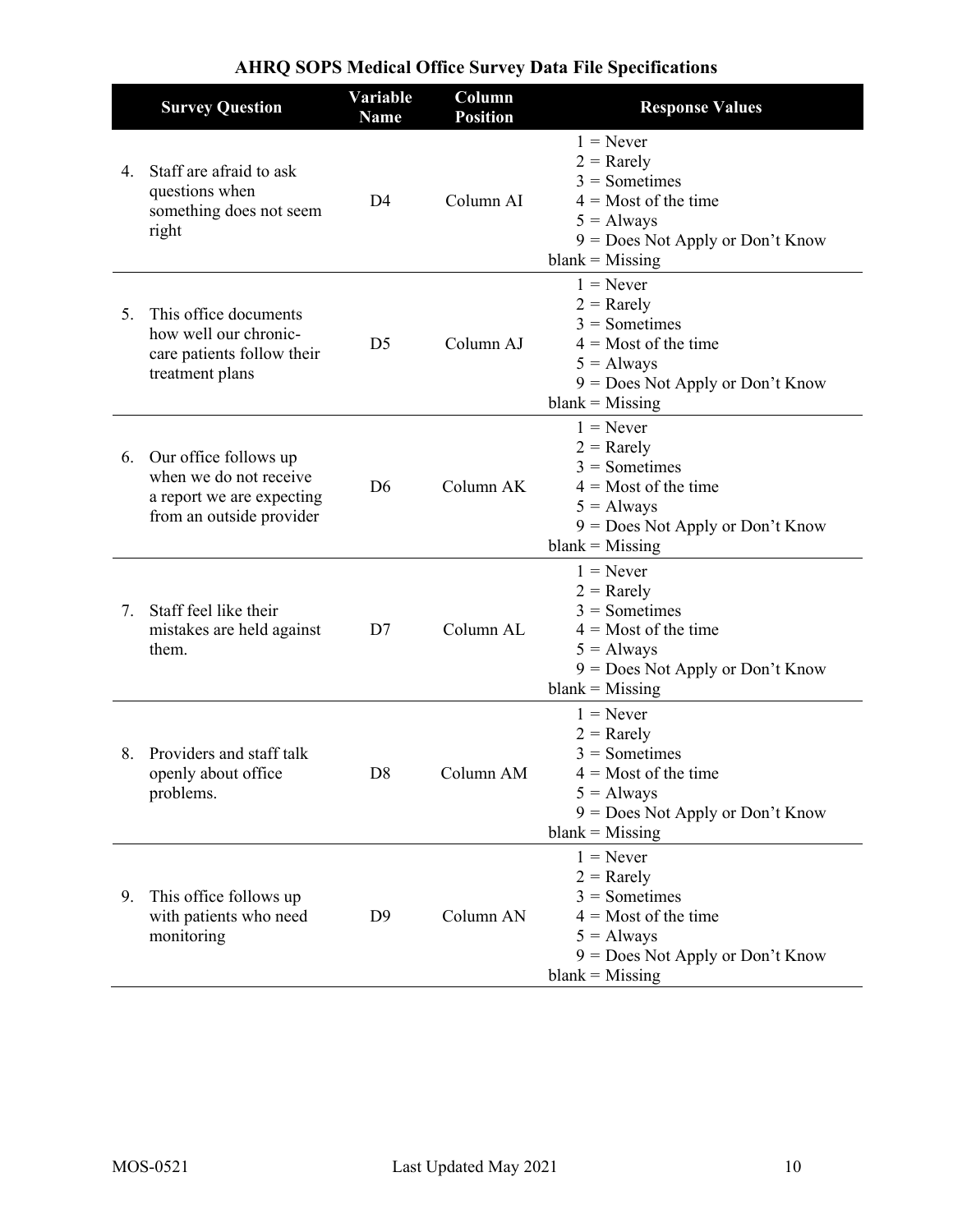## AHRQ SOPS Medical Office Survey Data File Specifications

| Survey Question | Variable Name | Column Position | Response Values |
|---|---|---|---|
| 4. Staff are afraid to ask questions when something does not seem right | D4 | Column AI | 1 = Never<br>2 = Rarely<br>3 = Sometimes<br>4 = Most of the time<br>5 = Always<br>9 = Does Not Apply or Don't Know<br>blank = Missing |
| 5. This office documents how well our chronic-care patients follow their treatment plans | D5 | Column AJ | 1 = Never<br>2 = Rarely<br>3 = Sometimes<br>4 = Most of the time<br>5 = Always<br>9 = Does Not Apply or Don't Know<br>blank = Missing |
| 6. Our office follows up when we do not receive a report we are expecting from an outside provider | D6 | Column AK | 1 = Never<br>2 = Rarely<br>3 = Sometimes<br>4 = Most of the time<br>5 = Always<br>9 = Does Not Apply or Don't Know<br>blank = Missing |
| 7. Staff feel like their mistakes are held against them. | D7 | Column AL | 1 = Never<br>2 = Rarely<br>3 = Sometimes<br>4 = Most of the time<br>5 = Always<br>9 = Does Not Apply or Don't Know<br>blank = Missing |
| 8. Providers and staff talk openly about office problems. | D8 | Column AM | 1 = Never<br>2 = Rarely<br>3 = Sometimes<br>4 = Most of the time<br>5 = Always<br>9 = Does Not Apply or Don't Know<br>blank = Missing |
| 9. This office follows up with patients who need monitoring | D9 | Column AN | 1 = Never<br>2 = Rarely<br>3 = Sometimes<br>4 = Most of the time<br>5 = Always<br>9 = Does Not Apply or Don't Know<br>blank = Missing |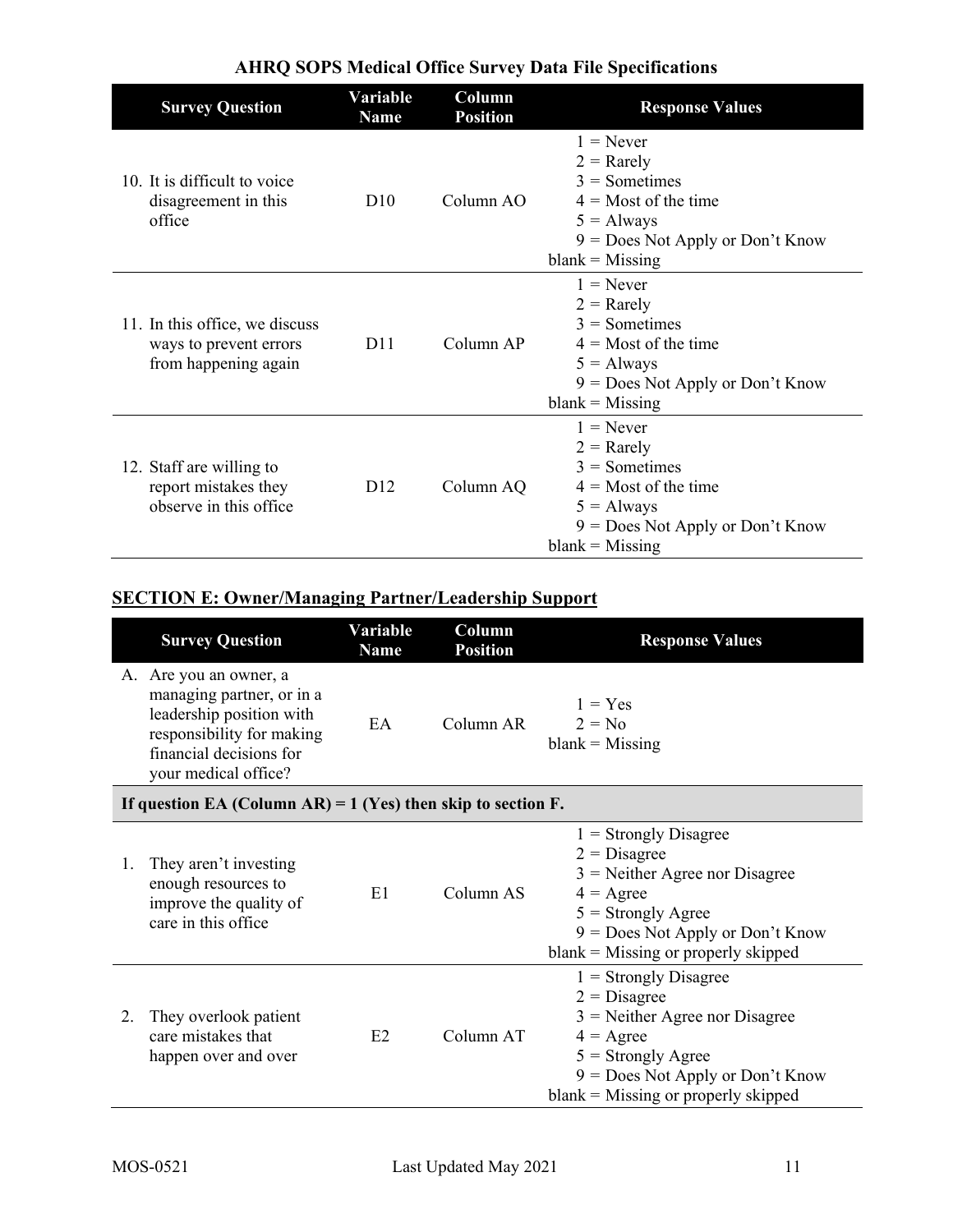## AHRQ SOPS Medical Office Survey Data File Specifications

| Survey Question | Variable Name | Column Position | Response Values |
|---|---|---|---|
| 10. It is difficult to voice disagreement in this office | D10 | Column AO | 1 = Never<br>2 = Rarely<br>3 = Sometimes<br>4 = Most of the time<br>5 = Always<br>9 = Does Not Apply or Don't Know<br>blank = Missing |
| 11. In this office, we discuss ways to prevent errors from happening again | D11 | Column AP | 1 = Never<br>2 = Rarely<br>3 = Sometimes<br>4 = Most of the time<br>5 = Always<br>9 = Does Not Apply or Don't Know<br>blank = Missing |
| 12. Staff are willing to report mistakes they observe in this office | D12 | Column AQ | 1 = Never<br>2 = Rarely<br>3 = Sometimes<br>4 = Most of the time<br>5 = Always<br>9 = Does Not Apply or Don't Know<br>blank = Missing |

## SECTION E: Owner/Managing Partner/Leadership Support

| Survey Question | Variable Name | Column Position | Response Values |
|---|---|---|---|
| A. Are you an owner, a managing partner, or in a leadership position with responsibility for making financial decisions for your medical office? | EA | Column AR | 1 = Yes<br>2 = No<br>blank = Missing |
| **If question EA (Column AR) = 1 (Yes) then skip to section F.** | | | |
| 1. They aren't investing enough resources to improve the quality of care in this office | E1 | Column AS | 1 = Strongly Disagree<br>2 = Disagree<br>3 = Neither Agree nor Disagree<br>4 = Agree<br>5 = Strongly Agree<br>9 = Does Not Apply or Don't Know<br>blank = Missing or properly skipped |
| 2. They overlook patient care mistakes that happen over and over | E2 | Column AT | 1 = Strongly Disagree<br>2 = Disagree<br>3 = Neither Agree nor Disagree<br>4 = Agree<br>5 = Strongly Agree<br>9 = Does Not Apply or Don't Know<br>blank = Missing or properly skipped |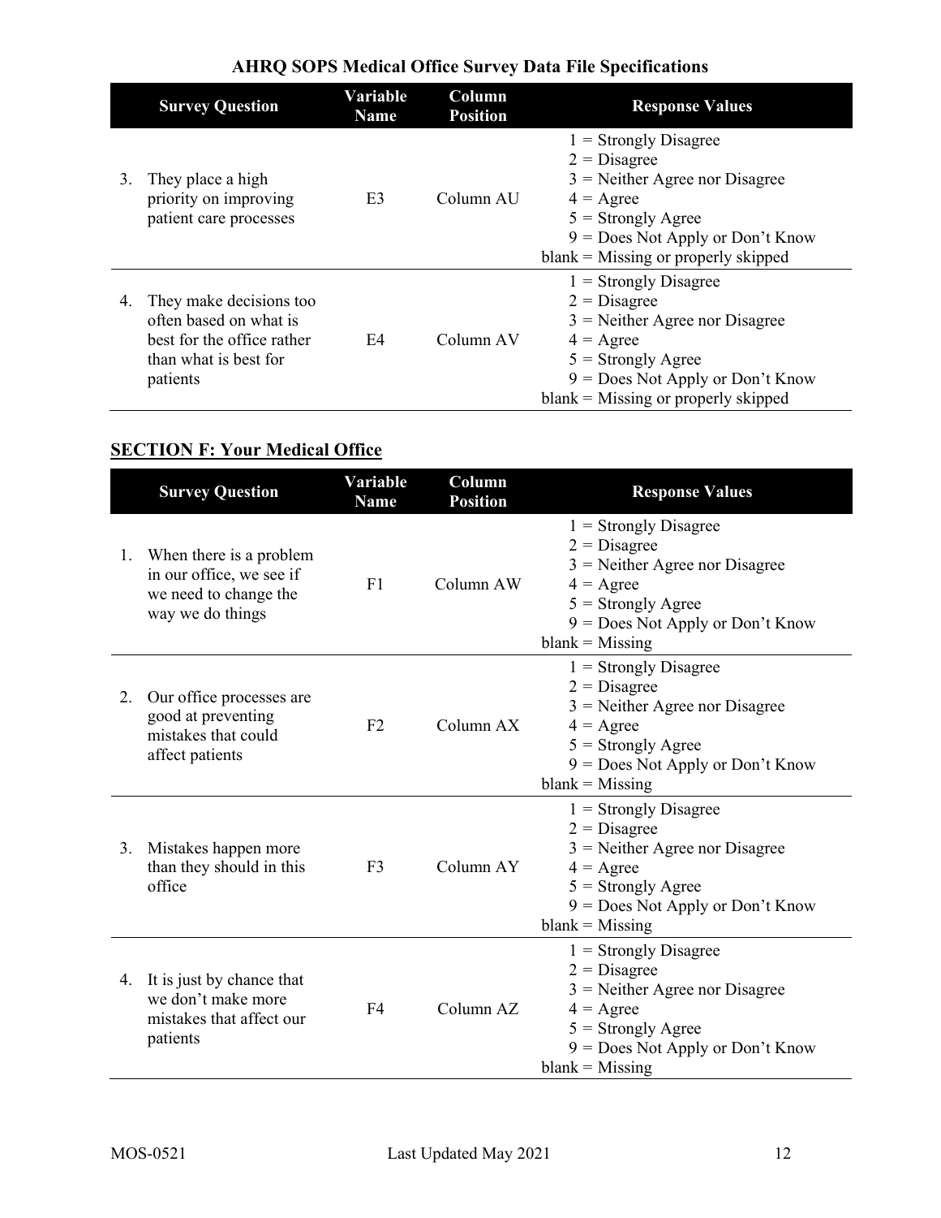| Survey Question | Variable Name | Column Position | Response Values |
|---|---|---|---|
| 3. They place a high priority on improving patient care processes | E3 | Column AU | 1 = Strongly Disagree<br>2 = Disagree<br>3 = Neither Agree nor Disagree<br>4 = Agree<br>5 = Strongly Agree<br>9 = Does Not Apply or Don't Know<br>blank = Missing or properly skipped |
| 4. They make decisions too often based on what is best for the office rather than what is best for patients | E4 | Column AV | 1 = Strongly Disagree<br>2 = Disagree<br>3 = Neither Agree nor Disagree<br>4 = Agree<br>5 = Strongly Agree<br>9 = Does Not Apply or Don't Know<br>blank = Missing or properly skipped |

## SECTION F: Your Medical Office

| Survey Question | Variable Name | Column Position | Response Values |
|---|---|---|---|
| 1. When there is a problem in our office, we see if we need to change the way we do things | F1 | Column AW | 1 = Strongly Disagree<br>2 = Disagree<br>3 = Neither Agree nor Disagree<br>4 = Agree<br>5 = Strongly Agree<br>9 = Does Not Apply or Don't Know<br>blank = Missing |
| 2. Our office processes are good at preventing mistakes that could affect patients | F2 | Column AX | 1 = Strongly Disagree<br>2 = Disagree<br>3 = Neither Agree nor Disagree<br>4 = Agree<br>5 = Strongly Agree<br>9 = Does Not Apply or Don't Know<br>blank = Missing |
| 3. Mistakes happen more than they should in this office | F3 | Column AY | 1 = Strongly Disagree<br>2 = Disagree<br>3 = Neither Agree nor Disagree<br>4 = Agree<br>5 = Strongly Agree<br>9 = Does Not Apply or Don't Know<br>blank = Missing |
| 4. It is just by chance that we don't make more mistakes that affect our patients | F4 | Column AZ | 1 = Strongly Disagree<br>2 = Disagree<br>3 = Neither Agree nor Disagree<br>4 = Agree<br>5 = Strongly Agree<br>9 = Does Not Apply or Don't Know<br>blank = Missing |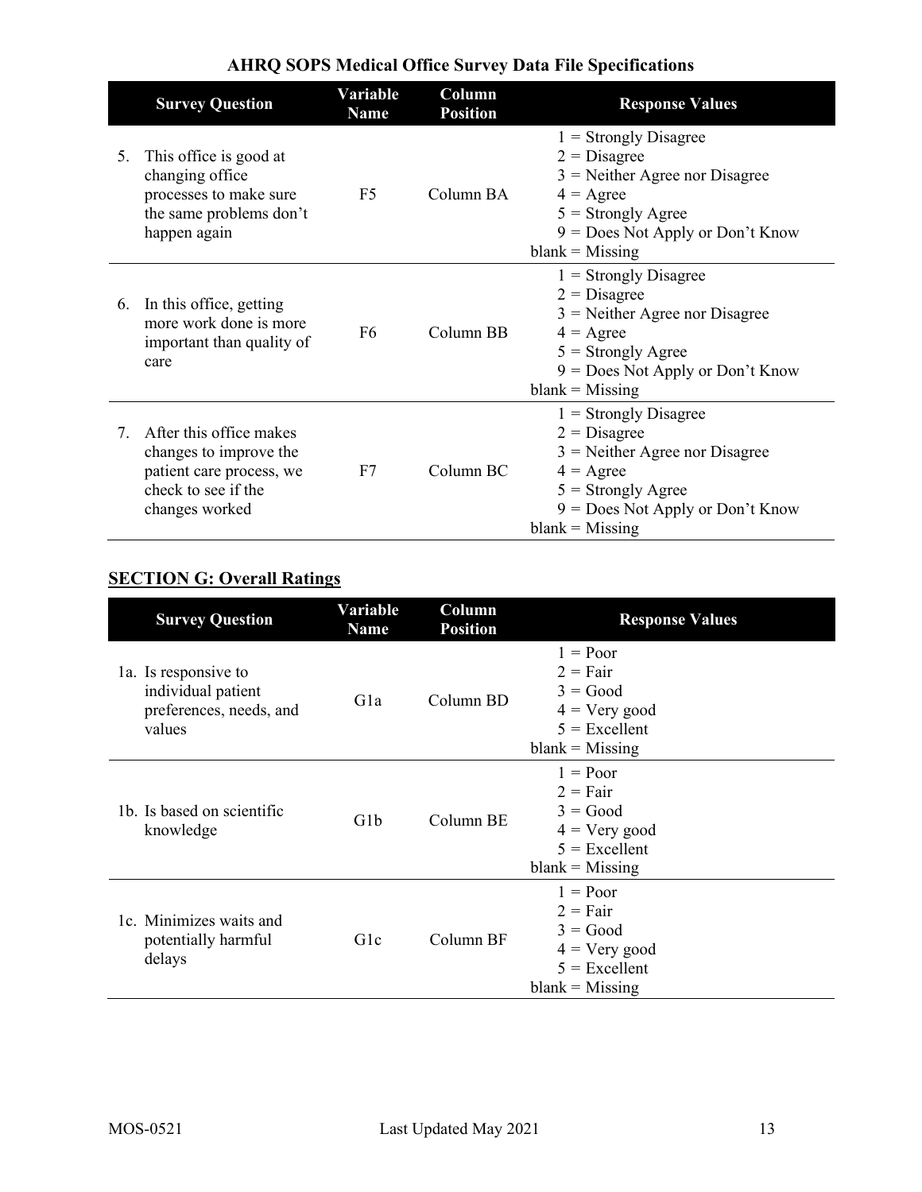## AHRQ SOPS Medical Office Survey Data File Specifications

| Survey Question | Variable Name | Column Position | Response Values |
|---|---|---|---|
| 5. This office is good at changing office processes to make sure the same problems don't happen again | F5 | Column BA | 1 = Strongly Disagree<br>2 = Disagree<br>3 = Neither Agree nor Disagree<br>4 = Agree<br>5 = Strongly Agree<br>9 = Does Not Apply or Don't Know<br>blank = Missing |
| 6. In this office, getting more work done is more important than quality of care | F6 | Column BB | 1 = Strongly Disagree<br>2 = Disagree<br>3 = Neither Agree nor Disagree<br>4 = Agree<br>5 = Strongly Agree<br>9 = Does Not Apply or Don't Know<br>blank = Missing |
| 7. After this office makes changes to improve the patient care process, we check to see if the changes worked | F7 | Column BC | 1 = Strongly Disagree<br>2 = Disagree<br>3 = Neither Agree nor Disagree<br>4 = Agree<br>5 = Strongly Agree<br>9 = Does Not Apply or Don't Know<br>blank = Missing |

### SECTION G: Overall Ratings

| Survey Question | Variable Name | Column Position | Response Values |
|---|---|---|---|
| 1a. Is responsive to individual patient preferences, needs, and values | G1a | Column BD | 1 = Poor<br>2 = Fair<br>3 = Good<br>4 = Very good<br>5 = Excellent<br>blank = Missing |
| 1b. Is based on scientific knowledge | G1b | Column BE | 1 = Poor<br>2 = Fair<br>3 = Good<br>4 = Very good<br>5 = Excellent<br>blank = Missing |
| 1c. Minimizes waits and potentially harmful delays | G1c | Column BF | 1 = Poor<br>2 = Fair<br>3 = Good<br>4 = Very good<br>5 = Excellent<br>blank = Missing |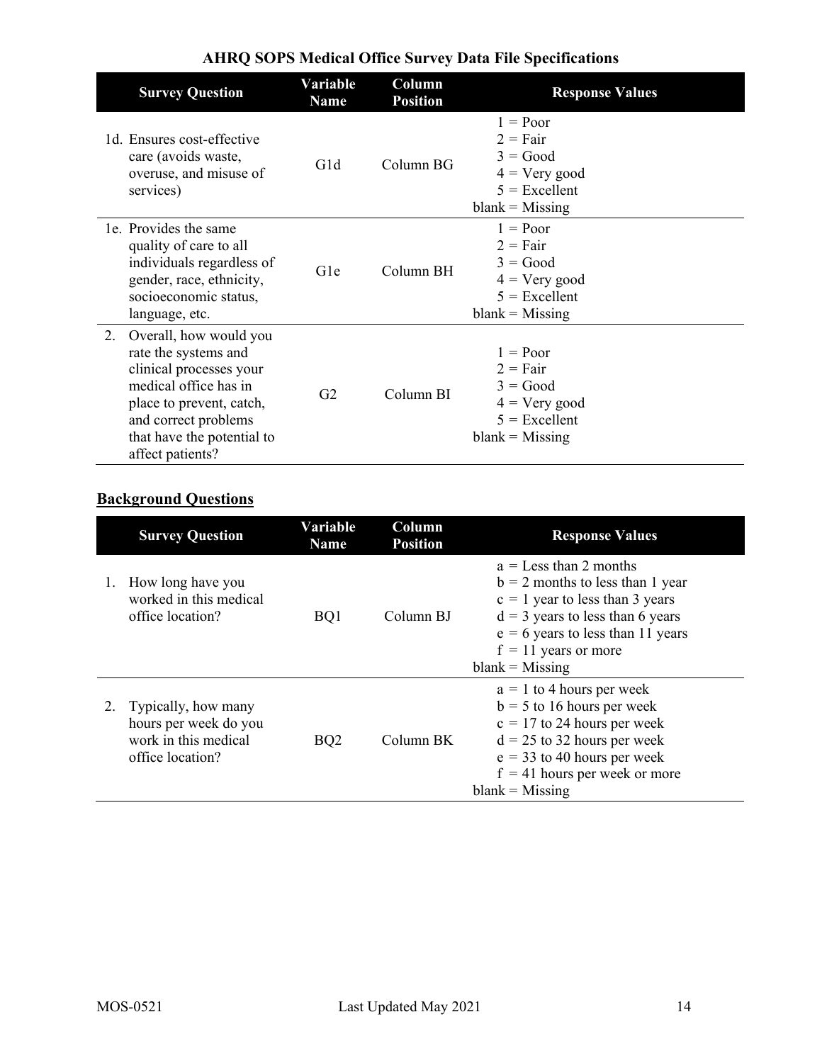## AHRQ SOPS Medical Office Survey Data File Specifications

| Survey Question | Variable Name | Column Position | Response Values |
|---|---|---|---|
| 1d. Ensures cost-effective care (avoids waste, overuse, and misuse of services) | G1d | Column BG | 1 = Poor<br>2 = Fair<br>3 = Good<br>4 = Very good<br>5 = Excellent<br>blank = Missing |
| 1e. Provides the same quality of care to all individuals regardless of gender, race, ethnicity, socioeconomic status, language, etc. | G1e | Column BH | 1 = Poor<br>2 = Fair<br>3 = Good<br>4 = Very good<br>5 = Excellent<br>blank = Missing |
| 2. Overall, how would you rate the systems and clinical processes your medical office has in place to prevent, catch, and correct problems that have the potential to affect patients? | G2 | Column BI | 1 = Poor<br>2 = Fair<br>3 = Good<br>4 = Very good<br>5 = Excellent<br>blank = Missing |

## Background Questions

| Survey Question | Variable Name | Column Position | Response Values |
|---|---|---|---|
| 1. How long have you worked in this medical office location? | BQ1 | Column BJ | a = Less than 2 months<br>b = 2 months to less than 1 year<br>c = 1 year to less than 3 years<br>d = 3 years to less than 6 years<br>e = 6 years to less than 11 years<br>f = 11 years or more<br>blank = Missing |
| 2. Typically, how many hours per week do you work in this medical office location? | BQ2 | Column BK | a = 1 to 4 hours per week<br>b = 5 to 16 hours per week<br>c = 17 to 24 hours per week<br>d = 25 to 32 hours per week<br>e = 33 to 40 hours per week<br>f = 41 hours per week or more<br>blank = Missing |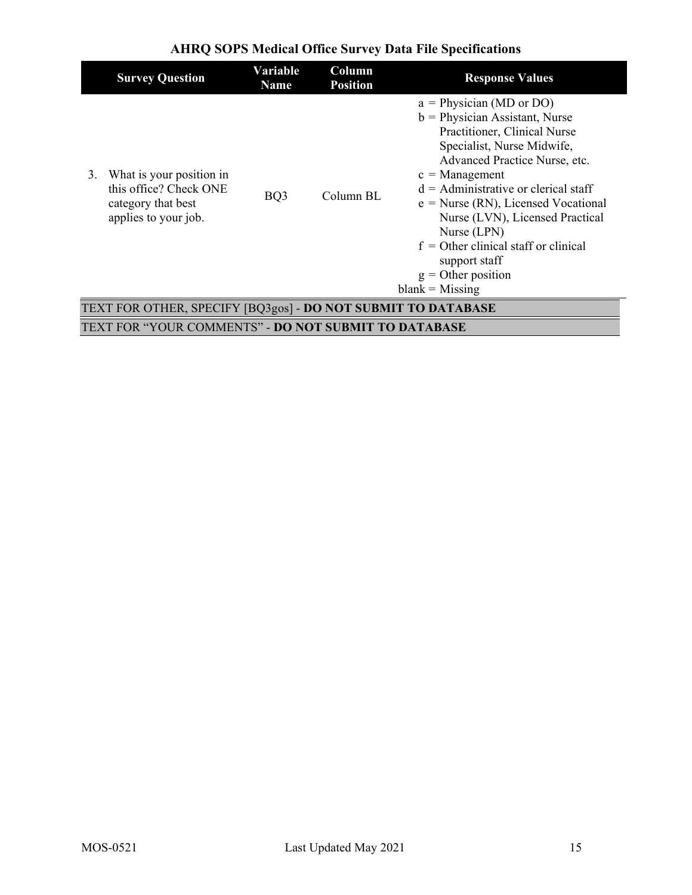| Survey Question | Variable Name | Column Position | Response Values |
| --- | --- | --- | --- |
| 3. What is your position in this office? Check ONE category that best applies to your job. | BQ3 | Column BL | a = Physician (MD or DO)<br>b = Physician Assistant, Nurse Practitioner, Clinical Nurse Specialist, Nurse Midwife, Advanced Practice Nurse, etc.<br>c = Management<br>d = Administrative or clerical staff<br>e = Nurse (RN), Licensed Vocational Nurse (LVN), Licensed Practical Nurse (LPN)<br>f = Other clinical staff or clinical support staff<br>g = Other position<br>blank = Missing |
| TEXT FOR OTHER, SPECIFY [BQ3gos] - **DO NOT SUBMIT TO DATABASE** | | | |
| TEXT FOR “YOUR COMMENTS” - **DO NOT SUBMIT TO DATABASE** | | | |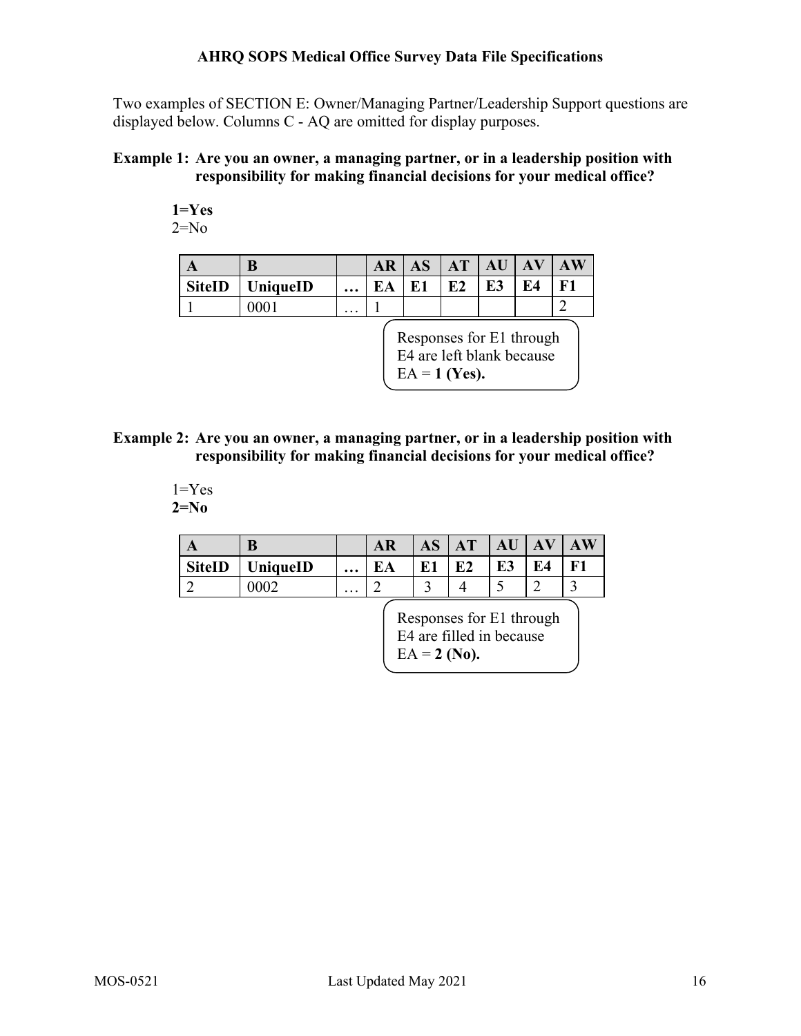Two examples of SECTION E: Owner/Managing Partner/Leadership Support questions are displayed below. Columns C - AQ are omitted for display purposes.

**Example 1: Are you an owner, a managing partner, or in a leadership position with responsibility for making financial decisions for your medical office?**

**1=Yes**
2=No

| A | B | | AR | AS | AT | AU | AV | AW |
|---|---|---|---|---|---|---|---|---|
| **SiteID** | **UniqueID** | **…** | **EA** | **E1** | **E2** | **E3** | **E4** | **F1** |
| 1 | 0001 | … | 1 | | | | | 2 |

Responses for E1 through E4 are left blank because EA = **1 (Yes).**

**Example 2: Are you an owner, a managing partner, or in a leadership position with responsibility for making financial decisions for your medical office?**

1=Yes
**2=No**

| A | B | | AR | AS | AT | AU | AV | AW |
|---|---|---|---|---|---|---|---|---|
| **SiteID** | **UniqueID** | **…** | **EA** | **E1** | **E2** | **E3** | **E4** | **F1** |
| 2 | 0002 | … | 2 | 3 | 4 | 5 | 2 | 3 |

Responses for E1 through E4 are filled in because EA = **2 (No).**